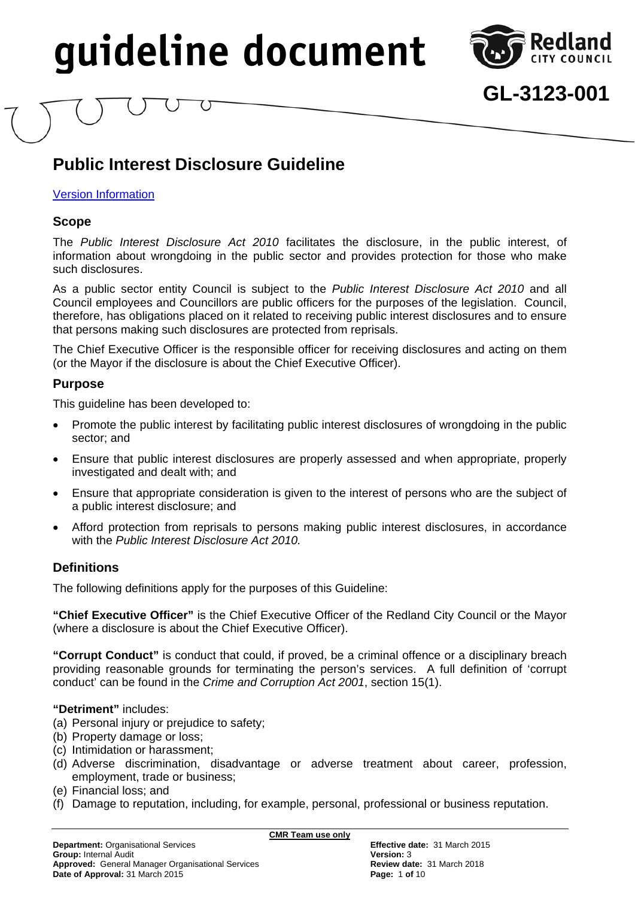# guideline document

**GL-3123-001**

## Public Interest Disclosure Guideline

[Version Information](#)

### Scope

The *Public Interest Disclosure Act 2010* facilitates the disclosure, in the public interest, of information about wrongdoing in the public sector and provides protection for those who make such disclosures.

As a public sector entity Council is subject to the *Public Interest Disclosure Act 2010* and all Council employees and Councillors are public officers for the purposes of the legislation. Council, therefore, has obligations placed on it related to receiving public interest disclosures and to ensure that persons making such disclosures are protected from reprisals.

The Chief Executive Officer is the responsible officer for receiving disclosures and acting on them (or the Mayor if the disclosure is about the Chief Executive Officer).

### Purpose

This guideline has been developed to:

- Promote the public interest by facilitating public interest disclosures of wrongdoing in the public sector; and
- Ensure that public interest disclosures are properly assessed and when appropriate, properly investigated and dealt with; and
- Ensure that appropriate consideration is given to the interest of persons who are the subject of a public interest disclosure; and
- Afford protection from reprisals to persons making public interest disclosures, in accordance with the *Public Interest Disclosure Act 2010.*

### Definitions

The following definitions apply for the purposes of this Guideline:

**"Chief Executive Officer"** is the Chief Executive Officer of the Redland City Council or the Mayor (where a disclosure is about the Chief Executive Officer).

**"Corrupt Conduct"** is conduct that could, if proved, be a criminal offence or a disciplinary breach providing reasonable grounds for terminating the person's services. A full definition of 'corrupt conduct' can be found in the *Crime and Corruption Act 2001*, section 15(1).

**"Detriment"** includes:

(a) Personal injury or prejudice to safety;
(b) Property damage or loss;
(c) Intimidation or harassment;
(d) Adverse discrimination, disadvantage or adverse treatment about career, profession, employment, trade or business;
(e) Financial loss; and
(f) Damage to reputation, including, for example, personal, professional or business reputation.

**CMR Team use only**

**Department:** Organisational Services
**Group:** Internal Audit
**Approved:** General Manager Organisational Services
**Date of Approval:** 31 March 2015

**Effective date:** 31 March 2015
**Version:** 3
**Review date:** 31 March 2018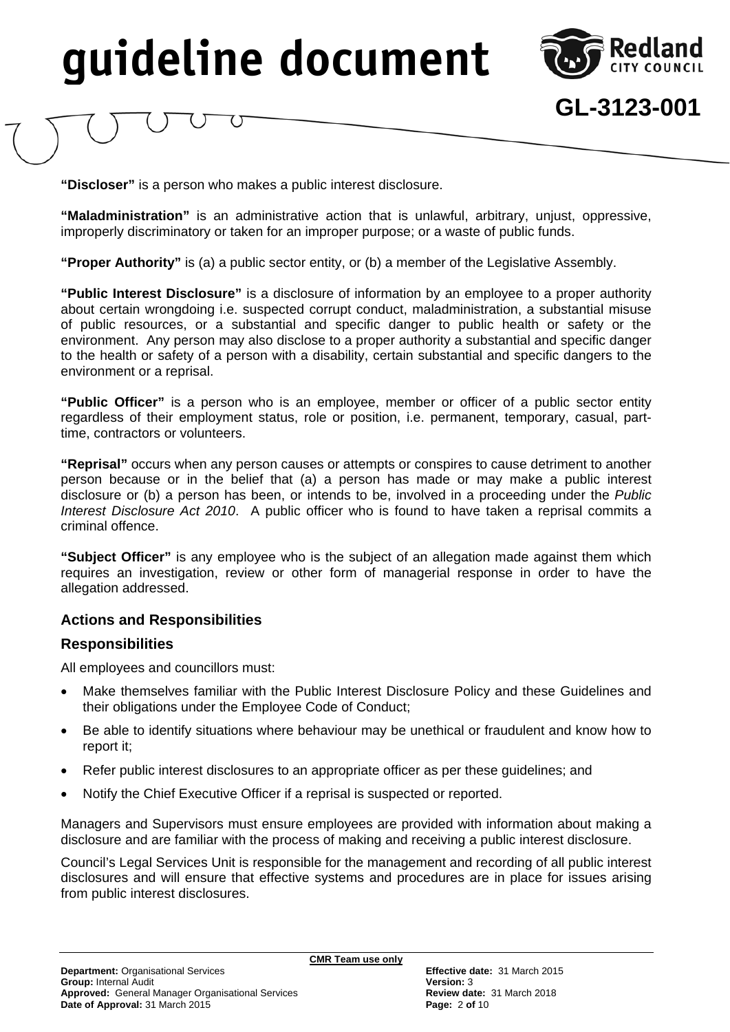**"Discloser"** is a person who makes a public interest disclosure.

**"Maladministration"** is an administrative action that is unlawful, arbitrary, unjust, oppressive, improperly discriminatory or taken for an improper purpose; or a waste of public funds.

**"Proper Authority"** is (a) a public sector entity, or (b) a member of the Legislative Assembly.

**"Public Interest Disclosure"** is a disclosure of information by an employee to a proper authority about certain wrongdoing i.e. suspected corrupt conduct, maladministration, a substantial misuse of public resources, or a substantial and specific danger to public health or safety or the environment. Any person may also disclose to a proper authority a substantial and specific danger to the health or safety of a person with a disability, certain substantial and specific dangers to the environment or a reprisal.

**"Public Officer"** is a person who is an employee, member or officer of a public sector entity regardless of their employment status, role or position, i.e. permanent, temporary, casual, part-time, contractors or volunteers.

**"Reprisal"** occurs when any person causes or attempts or conspires to cause detriment to another person because or in the belief that (a) a person has made or may make a public interest disclosure or (b) a person has been, or intends to be, involved in a proceeding under the *Public Interest Disclosure Act 2010*. A public officer who is found to have taken a reprisal commits a criminal offence.

**"Subject Officer"** is any employee who is the subject of an allegation made against them which requires an investigation, review or other form of managerial response in order to have the allegation addressed.

## Actions and Responsibilities

### Responsibilities

All employees and councillors must:

- Make themselves familiar with the Public Interest Disclosure Policy and these Guidelines and their obligations under the Employee Code of Conduct;
- Be able to identify situations where behaviour may be unethical or fraudulent and know how to report it;
- Refer public interest disclosures to an appropriate officer as per these guidelines; and
- Notify the Chief Executive Officer if a reprisal is suspected or reported.

Managers and Supervisors must ensure employees are provided with information about making a disclosure and are familiar with the process of making and receiving a public interest disclosure.

Council's Legal Services Unit is responsible for the management and recording of all public interest disclosures and will ensure that effective systems and procedures are in place for issues arising from public interest disclosures.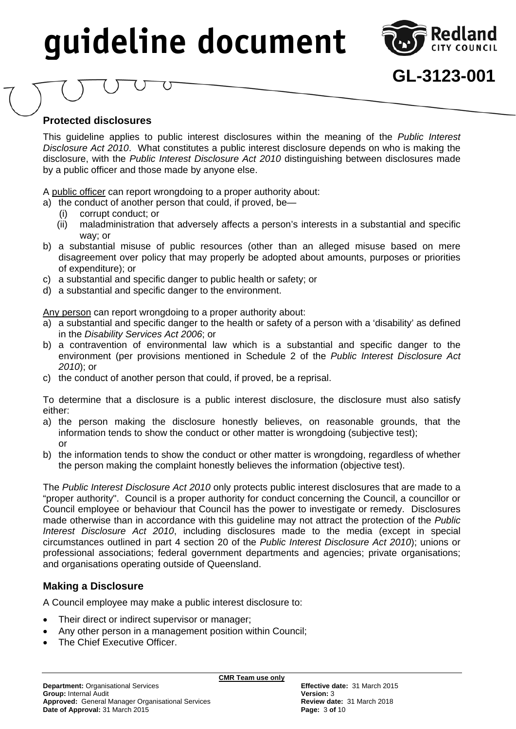## Protected disclosures

This guideline applies to public interest disclosures within the meaning of the *Public Interest Disclosure Act 2010*. What constitutes a public interest disclosure depends on who is making the disclosure, with the *Public Interest Disclosure Act 2010* distinguishing between disclosures made by a public officer and those made by anyone else.

A <u>public officer</u> can report wrongdoing to a proper authority about:

a) the conduct of another person that could, if proved, be—
   (i) corrupt conduct; or
   (ii) maladministration that adversely affects a person's interests in a substantial and specific way; or
b) a substantial misuse of public resources (other than an alleged misuse based on mere disagreement over policy that may properly be adopted about amounts, purposes or priorities of expenditure); or
c) a substantial and specific danger to public health or safety; or
d) a substantial and specific danger to the environment.

<u>Any person</u> can report wrongdoing to a proper authority about:

a) a substantial and specific danger to the health or safety of a person with a 'disability' as defined in the *Disability Services Act 2006*; or
b) a contravention of environmental law which is a substantial and specific danger to the environment (per provisions mentioned in Schedule 2 of the *Public Interest Disclosure Act 2010*); or
c) the conduct of another person that could, if proved, be a reprisal.

To determine that a disclosure is a public interest disclosure, the disclosure must also satisfy either:

a) the person making the disclosure honestly believes, on reasonable grounds, that the information tends to show the conduct or other matter is wrongdoing (subjective test); or
b) the information tends to show the conduct or other matter is wrongdoing, regardless of whether the person making the complaint honestly believes the information (objective test).

The *Public Interest Disclosure Act 2010* only protects public interest disclosures that are made to a "proper authority". Council is a proper authority for conduct concerning the Council, a councillor or Council employee or behaviour that Council has the power to investigate or remedy. Disclosures made otherwise than in accordance with this guideline may not attract the protection of the *Public Interest Disclosure Act 2010*, including disclosures made to the media (except in special circumstances outlined in part 4 section 20 of the *Public Interest Disclosure Act 2010*); unions or professional associations; federal government departments and agencies; private organisations; and organisations operating outside of Queensland.

## Making a Disclosure

A Council employee may make a public interest disclosure to:

- Their direct or indirect supervisor or manager;
- Any other person in a management position within Council;
- The Chief Executive Officer.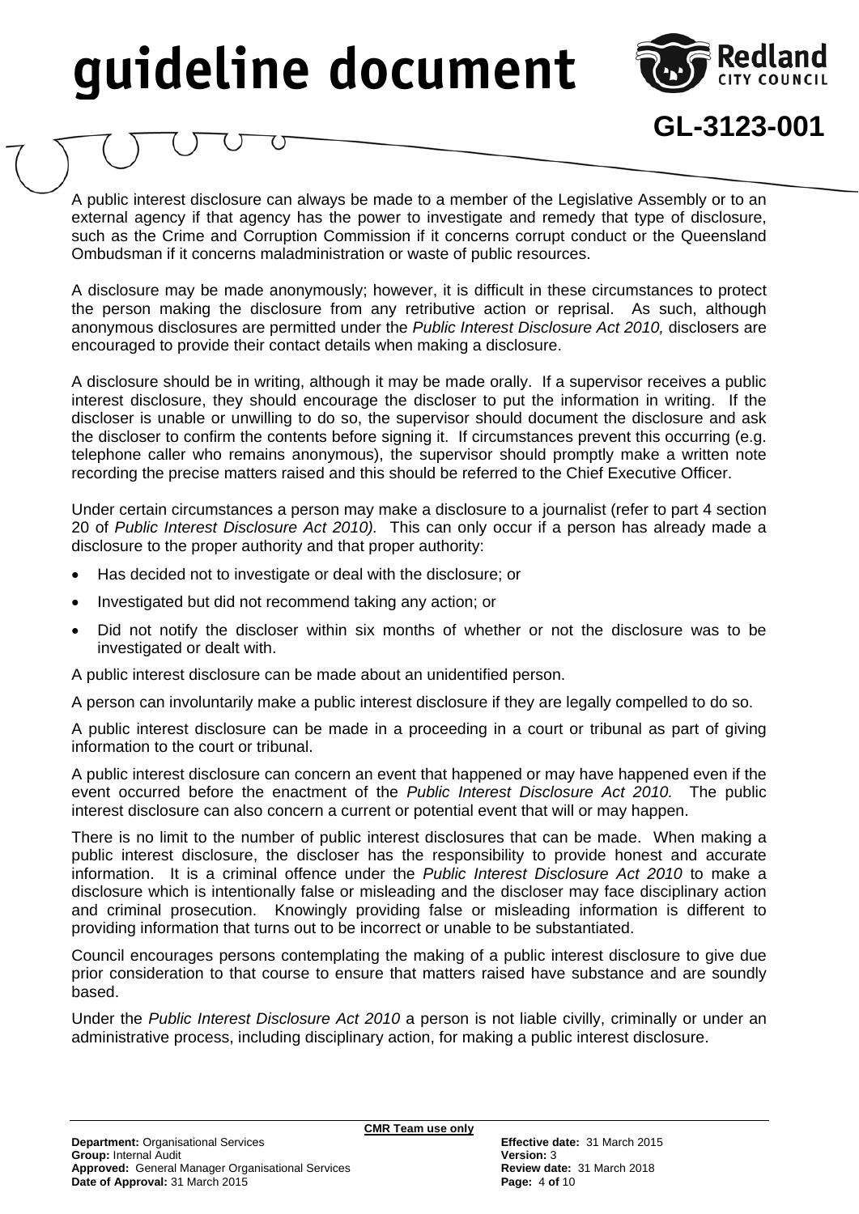A public interest disclosure can always be made to a member of the Legislative Assembly or to an external agency if that agency has the power to investigate and remedy that type of disclosure, such as the Crime and Corruption Commission if it concerns corrupt conduct or the Queensland Ombudsman if it concerns maladministration or waste of public resources.

A disclosure may be made anonymously; however, it is difficult in these circumstances to protect the person making the disclosure from any retributive action or reprisal. As such, although anonymous disclosures are permitted under the *Public Interest Disclosure Act 2010,* disclosers are encouraged to provide their contact details when making a disclosure.

A disclosure should be in writing, although it may be made orally. If a supervisor receives a public interest disclosure, they should encourage the discloser to put the information in writing. If the discloser is unable or unwilling to do so, the supervisor should document the disclosure and ask the discloser to confirm the contents before signing it. If circumstances prevent this occurring (e.g. telephone caller who remains anonymous), the supervisor should promptly make a written note recording the precise matters raised and this should be referred to the Chief Executive Officer.

Under certain circumstances a person may make a disclosure to a journalist (refer to part 4 section 20 of *Public Interest Disclosure Act 2010).* This can only occur if a person has already made a disclosure to the proper authority and that proper authority:

- Has decided not to investigate or deal with the disclosure; or
- Investigated but did not recommend taking any action; or
- Did not notify the discloser within six months of whether or not the disclosure was to be investigated or dealt with.

A public interest disclosure can be made about an unidentified person.

A person can involuntarily make a public interest disclosure if they are legally compelled to do so.

A public interest disclosure can be made in a proceeding in a court or tribunal as part of giving information to the court or tribunal.

A public interest disclosure can concern an event that happened or may have happened even if the event occurred before the enactment of the *Public Interest Disclosure Act 2010.* The public interest disclosure can also concern a current or potential event that will or may happen.

There is no limit to the number of public interest disclosures that can be made. When making a public interest disclosure, the discloser has the responsibility to provide honest and accurate information. It is a criminal offence under the *Public Interest Disclosure Act 2010* to make a disclosure which is intentionally false or misleading and the discloser may face disciplinary action and criminal prosecution. Knowingly providing false or misleading information is different to providing information that turns out to be incorrect or unable to be substantiated.

Council encourages persons contemplating the making of a public interest disclosure to give due prior consideration to that course to ensure that matters raised have substance and are soundly based.

Under the *Public Interest Disclosure Act 2010* a person is not liable civilly, criminally or under an administrative process, including disciplinary action, for making a public interest disclosure.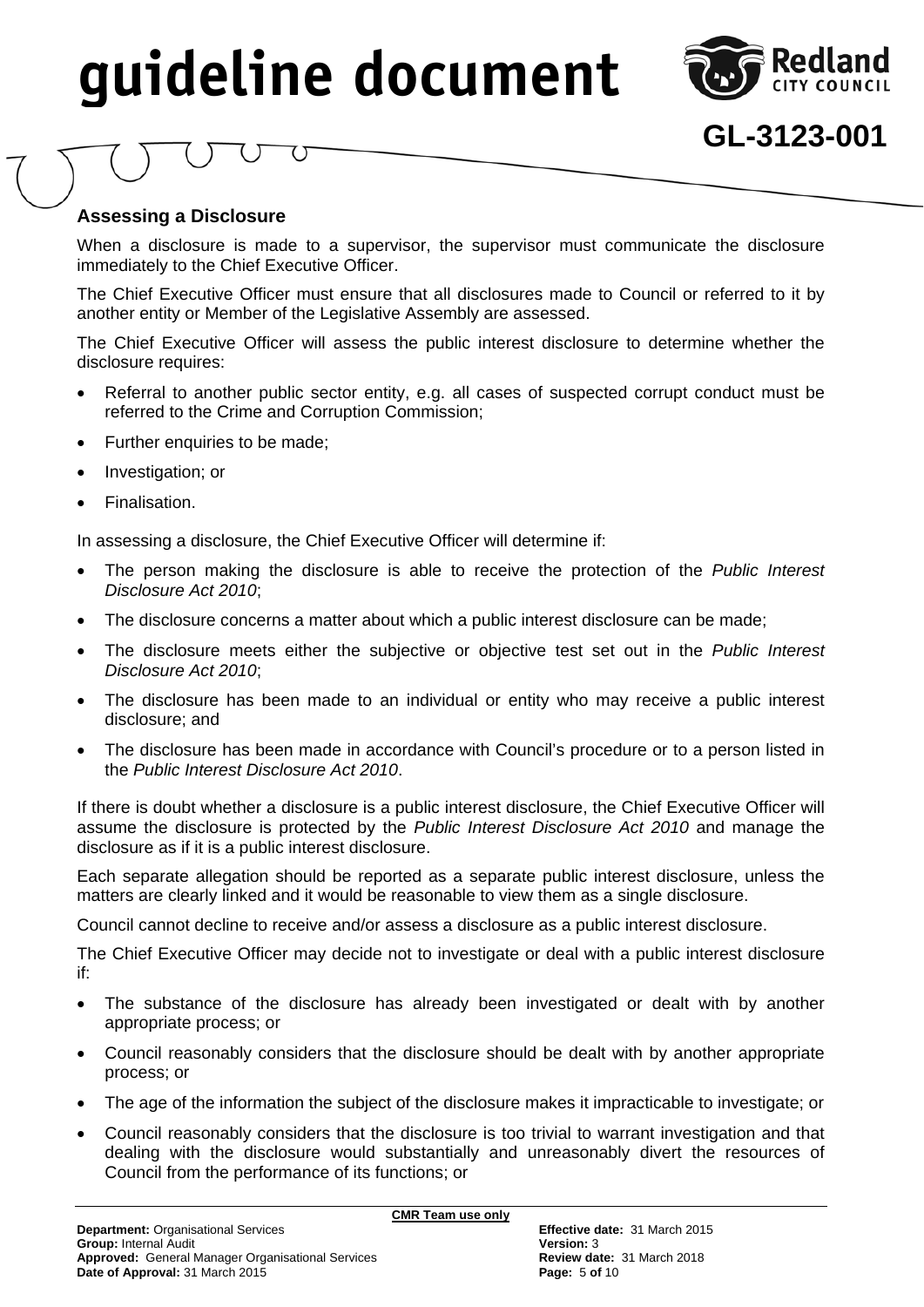## Assessing a Disclosure

When a disclosure is made to a supervisor, the supervisor must communicate the disclosure immediately to the Chief Executive Officer.

The Chief Executive Officer must ensure that all disclosures made to Council or referred to it by another entity or Member of the Legislative Assembly are assessed.

The Chief Executive Officer will assess the public interest disclosure to determine whether the disclosure requires:

- Referral to another public sector entity, e.g. all cases of suspected corrupt conduct must be referred to the Crime and Corruption Commission;
- Further enquiries to be made;
- Investigation; or
- Finalisation.

In assessing a disclosure, the Chief Executive Officer will determine if:

- The person making the disclosure is able to receive the protection of the *Public Interest Disclosure Act 2010*;
- The disclosure concerns a matter about which a public interest disclosure can be made;
- The disclosure meets either the subjective or objective test set out in the *Public Interest Disclosure Act 2010*;
- The disclosure has been made to an individual or entity who may receive a public interest disclosure; and
- The disclosure has been made in accordance with Council's procedure or to a person listed in the *Public Interest Disclosure Act 2010*.

If there is doubt whether a disclosure is a public interest disclosure, the Chief Executive Officer will assume the disclosure is protected by the *Public Interest Disclosure Act 2010* and manage the disclosure as if it is a public interest disclosure.

Each separate allegation should be reported as a separate public interest disclosure, unless the matters are clearly linked and it would be reasonable to view them as a single disclosure.

Council cannot decline to receive and/or assess a disclosure as a public interest disclosure.

The Chief Executive Officer may decide not to investigate or deal with a public interest disclosure if:

- The substance of the disclosure has already been investigated or dealt with by another appropriate process; or
- Council reasonably considers that the disclosure should be dealt with by another appropriate process; or
- The age of the information the subject of the disclosure makes it impracticable to investigate; or
- Council reasonably considers that the disclosure is too trivial to warrant investigation and that dealing with the disclosure would substantially and unreasonably divert the resources of Council from the performance of its functions; or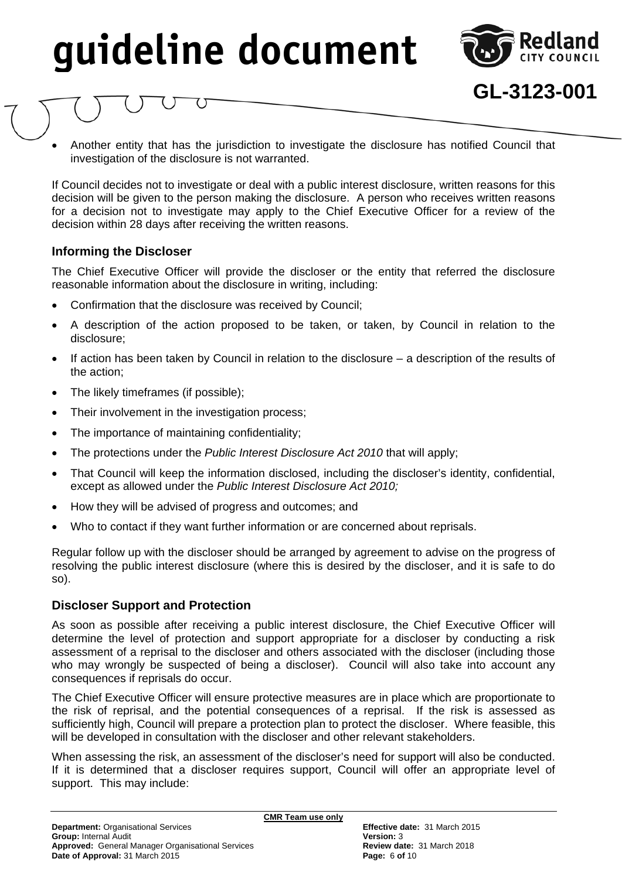- Another entity that has the jurisdiction to investigate the disclosure has notified Council that investigation of the disclosure is not warranted.

If Council decides not to investigate or deal with a public interest disclosure, written reasons for this decision will be given to the person making the disclosure. A person who receives written reasons for a decision not to investigate may apply to the Chief Executive Officer for a review of the decision within 28 days after receiving the written reasons.

### Informing the Discloser

The Chief Executive Officer will provide the discloser or the entity that referred the disclosure reasonable information about the disclosure in writing, including:

- Confirmation that the disclosure was received by Council;
- A description of the action proposed to be taken, or taken, by Council in relation to the disclosure;
- If action has been taken by Council in relation to the disclosure – a description of the results of the action;
- The likely timeframes (if possible);
- Their involvement in the investigation process;
- The importance of maintaining confidentiality;
- The protections under the *Public Interest Disclosure Act 2010* that will apply;
- That Council will keep the information disclosed, including the discloser's identity, confidential, except as allowed under the *Public Interest Disclosure Act 2010;*
- How they will be advised of progress and outcomes; and
- Who to contact if they want further information or are concerned about reprisals.

Regular follow up with the discloser should be arranged by agreement to advise on the progress of resolving the public interest disclosure (where this is desired by the discloser, and it is safe to do so).

### Discloser Support and Protection

As soon as possible after receiving a public interest disclosure, the Chief Executive Officer will determine the level of protection and support appropriate for a discloser by conducting a risk assessment of a reprisal to the discloser and others associated with the discloser (including those who may wrongly be suspected of being a discloser). Council will also take into account any consequences if reprisals do occur.

The Chief Executive Officer will ensure protective measures are in place which are proportionate to the risk of reprisal, and the potential consequences of a reprisal. If the risk is assessed as sufficiently high, Council will prepare a protection plan to protect the discloser. Where feasible, this will be developed in consultation with the discloser and other relevant stakeholders.

When assessing the risk, an assessment of the discloser's need for support will also be conducted. If it is determined that a discloser requires support, Council will offer an appropriate level of support. This may include: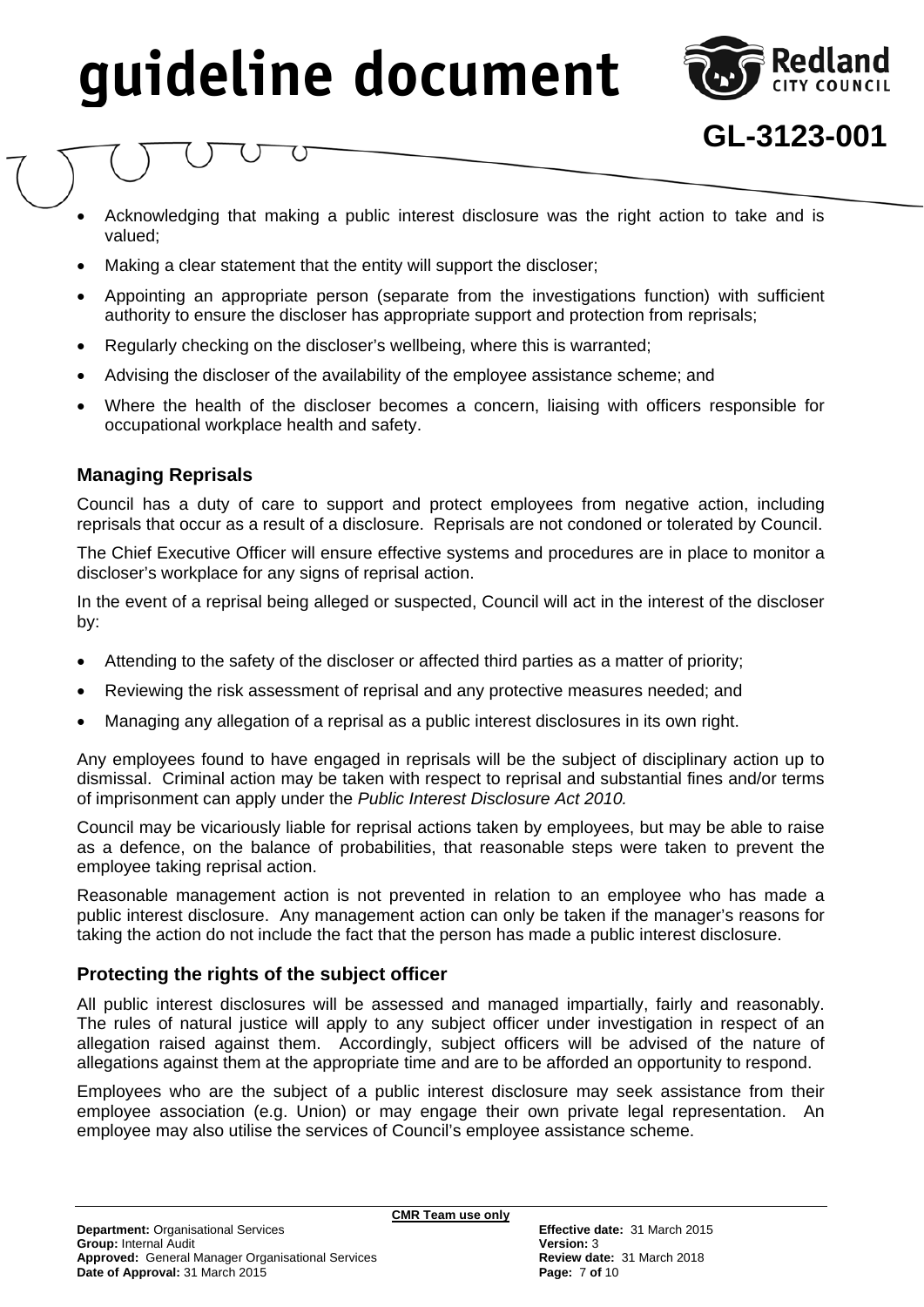- Acknowledging that making a public interest disclosure was the right action to take and is valued;
- Making a clear statement that the entity will support the discloser;
- Appointing an appropriate person (separate from the investigations function) with sufficient authority to ensure the discloser has appropriate support and protection from reprisals;
- Regularly checking on the discloser's wellbeing, where this is warranted;
- Advising the discloser of the availability of the employee assistance scheme; and
- Where the health of the discloser becomes a concern, liaising with officers responsible for occupational workplace health and safety.

### Managing Reprisals

Council has a duty of care to support and protect employees from negative action, including reprisals that occur as a result of a disclosure. Reprisals are not condoned or tolerated by Council.

The Chief Executive Officer will ensure effective systems and procedures are in place to monitor a discloser's workplace for any signs of reprisal action.

In the event of a reprisal being alleged or suspected, Council will act in the interest of the discloser by:

- Attending to the safety of the discloser or affected third parties as a matter of priority;
- Reviewing the risk assessment of reprisal and any protective measures needed; and
- Managing any allegation of a reprisal as a public interest disclosures in its own right.

Any employees found to have engaged in reprisals will be the subject of disciplinary action up to dismissal. Criminal action may be taken with respect to reprisal and substantial fines and/or terms of imprisonment can apply under the *Public Interest Disclosure Act 2010.*

Council may be vicariously liable for reprisal actions taken by employees, but may be able to raise as a defence, on the balance of probabilities, that reasonable steps were taken to prevent the employee taking reprisal action.

Reasonable management action is not prevented in relation to an employee who has made a public interest disclosure. Any management action can only be taken if the manager's reasons for taking the action do not include the fact that the person has made a public interest disclosure.

### Protecting the rights of the subject officer

All public interest disclosures will be assessed and managed impartially, fairly and reasonably. The rules of natural justice will apply to any subject officer under investigation in respect of an allegation raised against them. Accordingly, subject officers will be advised of the nature of allegations against them at the appropriate time and are to be afforded an opportunity to respond.

Employees who are the subject of a public interest disclosure may seek assistance from their employee association (e.g. Union) or may engage their own private legal representation. An employee may also utilise the services of Council's employee assistance scheme.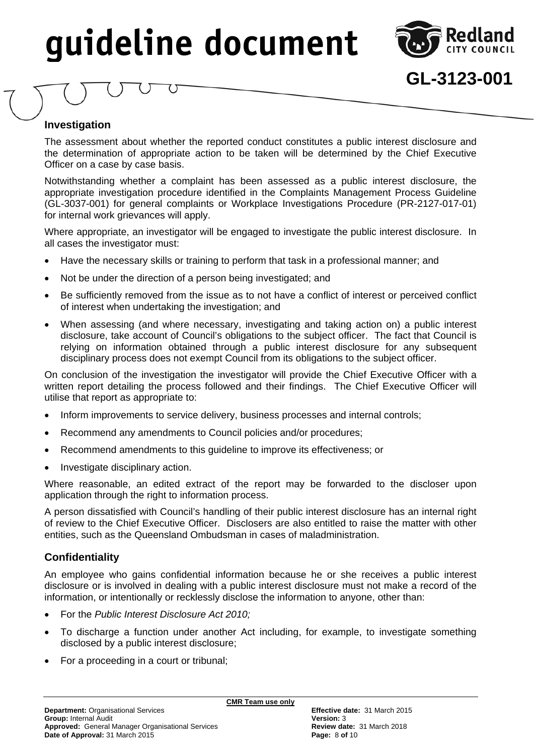## Investigation

The assessment about whether the reported conduct constitutes a public interest disclosure and the determination of appropriate action to be taken will be determined by the Chief Executive Officer on a case by case basis.

Notwithstanding whether a complaint has been assessed as a public interest disclosure, the appropriate investigation procedure identified in the Complaints Management Process Guideline (GL-3037-001) for general complaints or Workplace Investigations Procedure (PR-2127-017-01) for internal work grievances will apply.

Where appropriate, an investigator will be engaged to investigate the public interest disclosure. In all cases the investigator must:

- Have the necessary skills or training to perform that task in a professional manner; and
- Not be under the direction of a person being investigated; and
- Be sufficiently removed from the issue as to not have a conflict of interest or perceived conflict of interest when undertaking the investigation; and
- When assessing (and where necessary, investigating and taking action on) a public interest disclosure, take account of Council's obligations to the subject officer. The fact that Council is relying on information obtained through a public interest disclosure for any subsequent disciplinary process does not exempt Council from its obligations to the subject officer.

On conclusion of the investigation the investigator will provide the Chief Executive Officer with a written report detailing the process followed and their findings. The Chief Executive Officer will utilise that report as appropriate to:

- Inform improvements to service delivery, business processes and internal controls;
- Recommend any amendments to Council policies and/or procedures;
- Recommend amendments to this guideline to improve its effectiveness; or
- Investigate disciplinary action.

Where reasonable, an edited extract of the report may be forwarded to the discloser upon application through the right to information process.

A person dissatisfied with Council's handling of their public interest disclosure has an internal right of review to the Chief Executive Officer. Disclosers are also entitled to raise the matter with other entities, such as the Queensland Ombudsman in cases of maladministration.

## Confidentiality

An employee who gains confidential information because he or she receives a public interest disclosure or is involved in dealing with a public interest disclosure must not make a record of the information, or intentionally or recklessly disclose the information to anyone, other than:

- For the *Public Interest Disclosure Act 2010;*
- To discharge a function under another Act including, for example, to investigate something disclosed by a public interest disclosure;
- For a proceeding in a court or tribunal;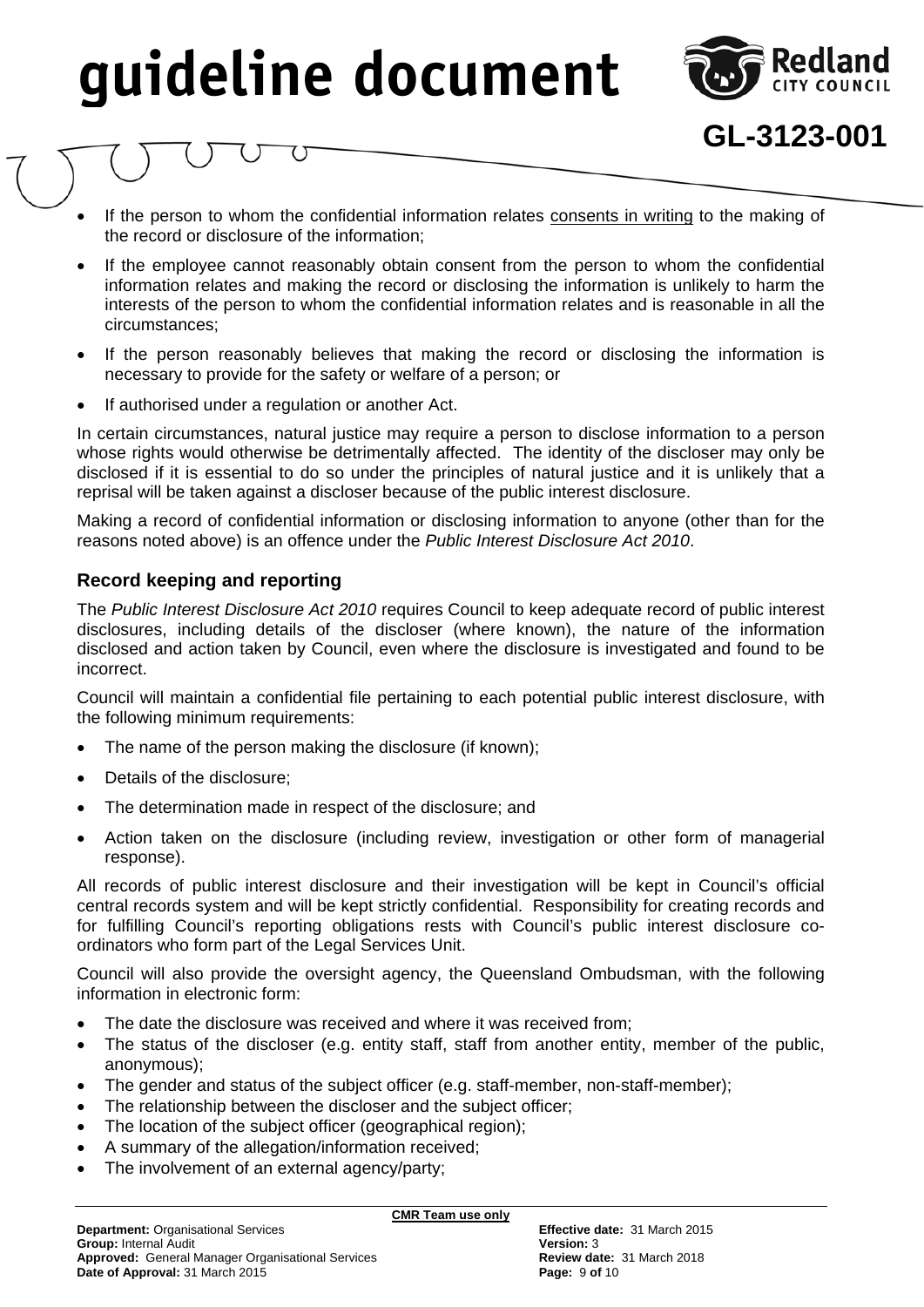- If the person to whom the confidential information relates consents in writing to the making of the record or disclosure of the information;
- If the employee cannot reasonably obtain consent from the person to whom the confidential information relates and making the record or disclosing the information is unlikely to harm the interests of the person to whom the confidential information relates and is reasonable in all the circumstances;
- If the person reasonably believes that making the record or disclosing the information is necessary to provide for the safety or welfare of a person; or
- If authorised under a regulation or another Act.

In certain circumstances, natural justice may require a person to disclose information to a person whose rights would otherwise be detrimentally affected. The identity of the discloser may only be disclosed if it is essential to do so under the principles of natural justice and it is unlikely that a reprisal will be taken against a discloser because of the public interest disclosure.

Making a record of confidential information or disclosing information to anyone (other than for the reasons noted above) is an offence under the *Public Interest Disclosure Act 2010*.

### Record keeping and reporting

The *Public Interest Disclosure Act 2010* requires Council to keep adequate record of public interest disclosures, including details of the discloser (where known), the nature of the information disclosed and action taken by Council, even where the disclosure is investigated and found to be incorrect.

Council will maintain a confidential file pertaining to each potential public interest disclosure, with the following minimum requirements:

- The name of the person making the disclosure (if known);
- Details of the disclosure;
- The determination made in respect of the disclosure; and
- Action taken on the disclosure (including review, investigation or other form of managerial response).

All records of public interest disclosure and their investigation will be kept in Council's official central records system and will be kept strictly confidential. Responsibility for creating records and for fulfilling Council's reporting obligations rests with Council's public interest disclosure co-ordinators who form part of the Legal Services Unit.

Council will also provide the oversight agency, the Queensland Ombudsman, with the following information in electronic form:

- The date the disclosure was received and where it was received from;
- The status of the discloser (e.g. entity staff, staff from another entity, member of the public, anonymous);
- The gender and status of the subject officer (e.g. staff-member, non-staff-member);
- The relationship between the discloser and the subject officer;
- The location of the subject officer (geographical region);
- A summary of the allegation/information received;
- The involvement of an external agency/party;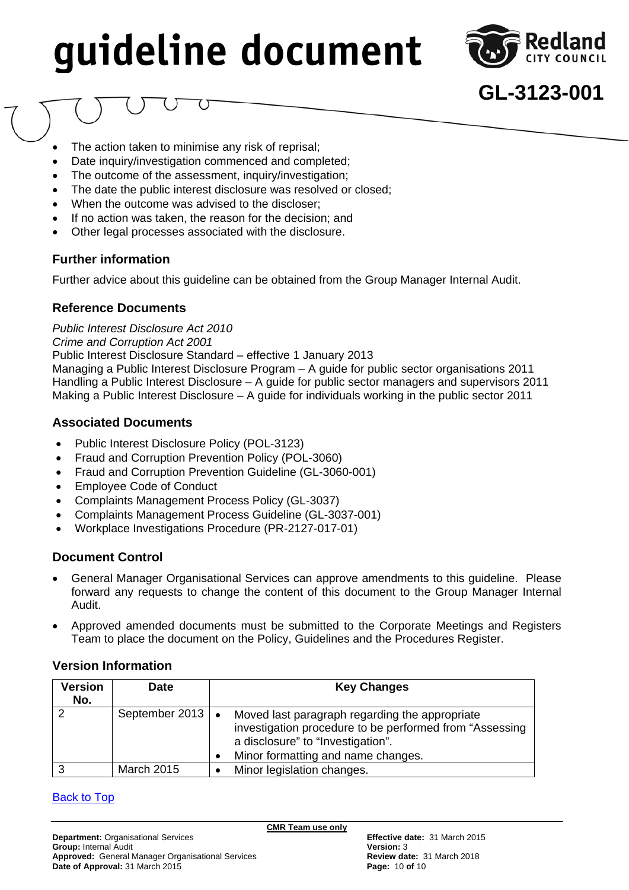- The action taken to minimise any risk of reprisal;
- Date inquiry/investigation commenced and completed;
- The outcome of the assessment, inquiry/investigation;
- The date the public interest disclosure was resolved or closed;
- When the outcome was advised to the discloser;
- If no action was taken, the reason for the decision; and
- Other legal processes associated with the disclosure.

### Further information

Further advice about this guideline can be obtained from the Group Manager Internal Audit.

### Reference Documents

*Public Interest Disclosure Act 2010*
*Crime and Corruption Act 2001*
Public Interest Disclosure Standard – effective 1 January 2013
Managing a Public Interest Disclosure Program – A guide for public sector organisations 2011
Handling a Public Interest Disclosure – A guide for public sector managers and supervisors 2011
Making a Public Interest Disclosure – A guide for individuals working in the public sector 2011

### Associated Documents

- Public Interest Disclosure Policy (POL-3123)
- Fraud and Corruption Prevention Policy (POL-3060)
- Fraud and Corruption Prevention Guideline (GL-3060-001)
- Employee Code of Conduct
- Complaints Management Process Policy (GL-3037)
- Complaints Management Process Guideline (GL-3037-001)
- Workplace Investigations Procedure (PR-2127-017-01)

### Document Control

- General Manager Organisational Services can approve amendments to this guideline. Please forward any requests to change the content of this document to the Group Manager Internal Audit.
- Approved amended documents must be submitted to the Corporate Meetings and Registers Team to place the document on the Policy, Guidelines and the Procedures Register.

### Version Information

| Version No. | Date | Key Changes |
|---|---|---|
| 2 | September 2013 | • Moved last paragraph regarding the appropriate investigation procedure to be performed from "Assessing a disclosure" to "Investigation".<br>• Minor formatting and name changes. |
| 3 | March 2015 | • Minor legislation changes. |

Back to Top

**CMR Team use only**

**Department:** Organisational Services
**Group:** Internal Audit
**Approved:** General Manager Organisational Services
**Date of Approval:** 31 March 2015

**Effective date:** 31 March 2015
**Version:** 3
**Review date:** 31 March 2018